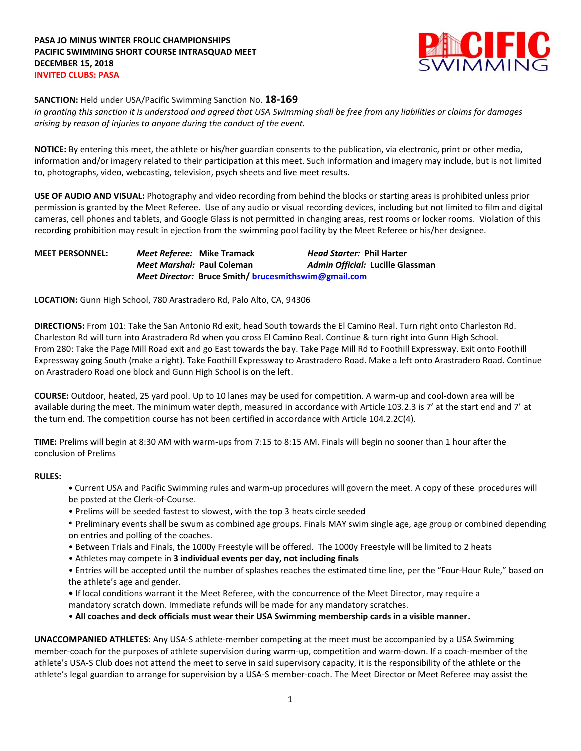**PASA JO MINUS WINTER FROLIC CHAMPIONSHIPS**
**PACIFIC SWIMMING SHORT COURSE INTRASQUAD MEET**
**DECEMBER 15, 2018**
**INVITED CLUBS: PASA**

**SANCTION:** Held under USA/Pacific Swimming Sanction No. **18-169**
*In granting this sanction it is understood and agreed that USA Swimming shall be free from any liabilities or claims for damages arising by reason of injuries to anyone during the conduct of the event.*

**NOTICE:** By entering this meet, the athlete or his/her guardian consents to the publication, via electronic, print or other media, information and/or imagery related to their participation at this meet. Such information and imagery may include, but is not limited to, photographs, video, webcasting, television, psych sheets and live meet results.

**USE OF AUDIO AND VISUAL:** Photography and video recording from behind the blocks or starting areas is prohibited unless prior permission is granted by the Meet Referee. Use of any audio or visual recording devices, including but not limited to film and digital cameras, cell phones and tablets, and Google Glass is not permitted in changing areas, rest rooms or locker rooms. Violation of this recording prohibition may result in ejection from the swimming pool facility by the Meet Referee or his/her designee.

**MEET PERSONNEL:**
***Meet Referee:*** **Mike Tramack** ***Head Starter:*** **Phil Harter**
***Meet Marshal:*** **Paul Coleman** ***Admin Official:*** **Lucille Glassman**
***Meet Director:*** **Bruce Smith/ brucesmithswim@gmail.com**

**LOCATION:** Gunn High School, 780 Arastradero Rd, Palo Alto, CA, 94306

**DIRECTIONS:** From 101: Take the San Antonio Rd exit, head South towards the El Camino Real. Turn right onto Charleston Rd. Charleston Rd will turn into Arastradero Rd when you cross El Camino Real. Continue & turn right into Gunn High School.
From 280: Take the Page Mill Road exit and go East towards the bay. Take Page Mill Rd to Foothill Expressway. Exit onto Foothill Expressway going South (make a right). Take Foothill Expressway to Arastradero Road. Make a left onto Arastradero Road. Continue on Arastradero Road one block and Gunn High School is on the left.

**COURSE:** Outdoor, heated, 25 yard pool. Up to 10 lanes may be used for competition. A warm-up and cool-down area will be available during the meet. The minimum water depth, measured in accordance with Article 103.2.3 is 7' at the start end and 7' at the turn end. The competition course has not been certified in accordance with Article 104.2.2C(4).

**TIME:** Prelims will begin at 8:30 AM with warm-ups from 7:15 to 8:15 AM. Finals will begin no sooner than 1 hour after the conclusion of Prelims

**RULES:**

- Current USA and Pacific Swimming rules and warm-up procedures will govern the meet. A copy of these procedures will be posted at the Clerk-of-Course.
- Prelims will be seeded fastest to slowest, with the top 3 heats circle seeded
- Preliminary events shall be swum as combined age groups. Finals MAY swim single age, age group or combined depending on entries and polling of the coaches.
- Between Trials and Finals, the 1000y Freestyle will be offered. The 1000y Freestyle will be limited to 2 heats
- Athletes may compete in **3 individual events per day, not including finals**
- Entries will be accepted until the number of splashes reaches the estimated time line, per the "Four-Hour Rule," based on the athlete's age and gender.
- If local conditions warrant it the Meet Referee, with the concurrence of the Meet Director, may require a mandatory scratch down. Immediate refunds will be made for any mandatory scratches.
- **All coaches and deck officials must wear their USA Swimming membership cards in a visible manner.**

**UNACCOMPANIED ATHLETES:** Any USA-S athlete-member competing at the meet must be accompanied by a USA Swimming member-coach for the purposes of athlete supervision during warm-up, competition and warm-down. If a coach-member of the athlete's USA-S Club does not attend the meet to serve in said supervisory capacity, it is the responsibility of the athlete or the athlete's legal guardian to arrange for supervision by a USA-S member-coach. The Meet Director or Meet Referee may assist the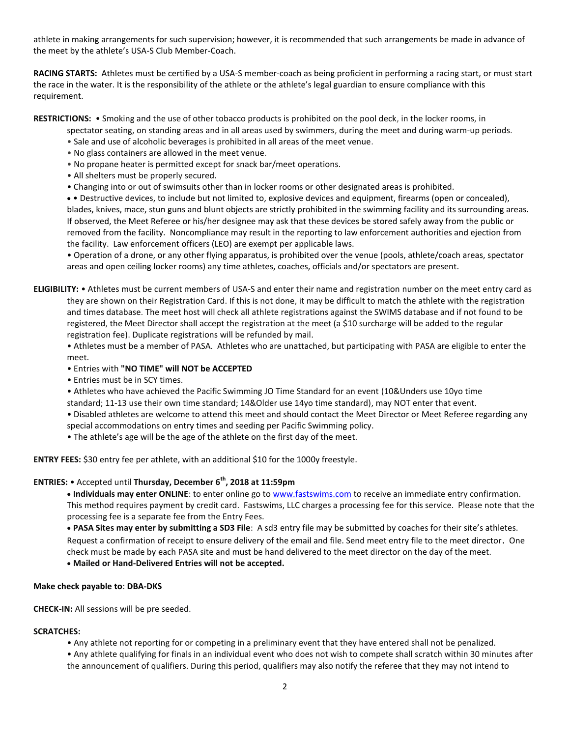athlete in making arrangements for such supervision; however, it is recommended that such arrangements be made in advance of the meet by the athlete's USA-S Club Member-Coach.

**RACING STARTS:** Athletes must be certified by a USA-S member-coach as being proficient in performing a racing start, or must start the race in the water. It is the responsibility of the athlete or the athlete's legal guardian to ensure compliance with this requirement.

**RESTRICTIONS:** • Smoking and the use of other tobacco products is prohibited on the pool deck, in the locker rooms, in spectator seating, on standing areas and in all areas used by swimmers, during the meet and during warm-up periods.

- Sale and use of alcoholic beverages is prohibited in all areas of the meet venue.
- No glass containers are allowed in the meet venue.
- No propane heater is permitted except for snack bar/meet operations.
- All shelters must be properly secured.
- Changing into or out of swimsuits other than in locker rooms or other designated areas is prohibited.
- • Destructive devices, to include but not limited to, explosive devices and equipment, firearms (open or concealed), blades, knives, mace, stun guns and blunt objects are strictly prohibited in the swimming facility and its surrounding areas. If observed, the Meet Referee or his/her designee may ask that these devices be stored safely away from the public or removed from the facility. Noncompliance may result in the reporting to law enforcement authorities and ejection from the facility. Law enforcement officers (LEO) are exempt per applicable laws.
- Operation of a drone, or any other flying apparatus, is prohibited over the venue (pools, athlete/coach areas, spectator areas and open ceiling locker rooms) any time athletes, coaches, officials and/or spectators are present.

**ELIGIBILITY:** • Athletes must be current members of USA-S and enter their name and registration number on the meet entry card as they are shown on their Registration Card. If this is not done, it may be difficult to match the athlete with the registration and times database. The meet host will check all athlete registrations against the SWIMS database and if not found to be registered, the Meet Director shall accept the registration at the meet (a $10 surcharge will be added to the regular registration fee). Duplicate registrations will be refunded by mail.

- Athletes must be a member of PASA. Athletes who are unattached, but participating with PASA are eligible to enter the meet.
- Entries with **"NO TIME" will NOT be ACCEPTED**
- Entries must be in SCY times.
- Athletes who have achieved the Pacific Swimming JO Time Standard for an event (10&Unders use 10yo time standard; 11-13 use their own time standard; 14&Older use 14yo time standard), may NOT enter that event.
- Disabled athletes are welcome to attend this meet and should contact the Meet Director or Meet Referee regarding any special accommodations on entry times and seeding per Pacific Swimming policy.
- The athlete's age will be the age of the athlete on the first day of the meet.

**ENTRY FEES:** $30 entry fee per athlete, with an additional $10 for the 1000y freestyle.

**ENTRIES:** • Accepted until **Thursday, December 6th, 2018 at 11:59pm**

- **Individuals may enter ONLINE**: to enter online go to www.fastswims.com to receive an immediate entry confirmation. This method requires payment by credit card. Fastswims, LLC charges a processing fee for this service. Please note that the processing fee is a separate fee from the Entry Fees.
- **PASA Sites may enter by submitting a SD3 File**: A sd3 entry file may be submitted by coaches for their site's athletes. Request a confirmation of receipt to ensure delivery of the email and file. Send meet entry file to the meet director. One check must be made by each PASA site and must be hand delivered to the meet director on the day of the meet.
- **Mailed or Hand-Delivered Entries will not be accepted.**

**Make check payable to**: **DBA-DKS**

**CHECK-IN:** All sessions will be pre seeded.

**SCRATCHES:**

- Any athlete not reporting for or competing in a preliminary event that they have entered shall not be penalized.
- Any athlete qualifying for finals in an individual event who does not wish to compete shall scratch within 30 minutes after the announcement of qualifiers. During this period, qualifiers may also notify the referee that they may not intend to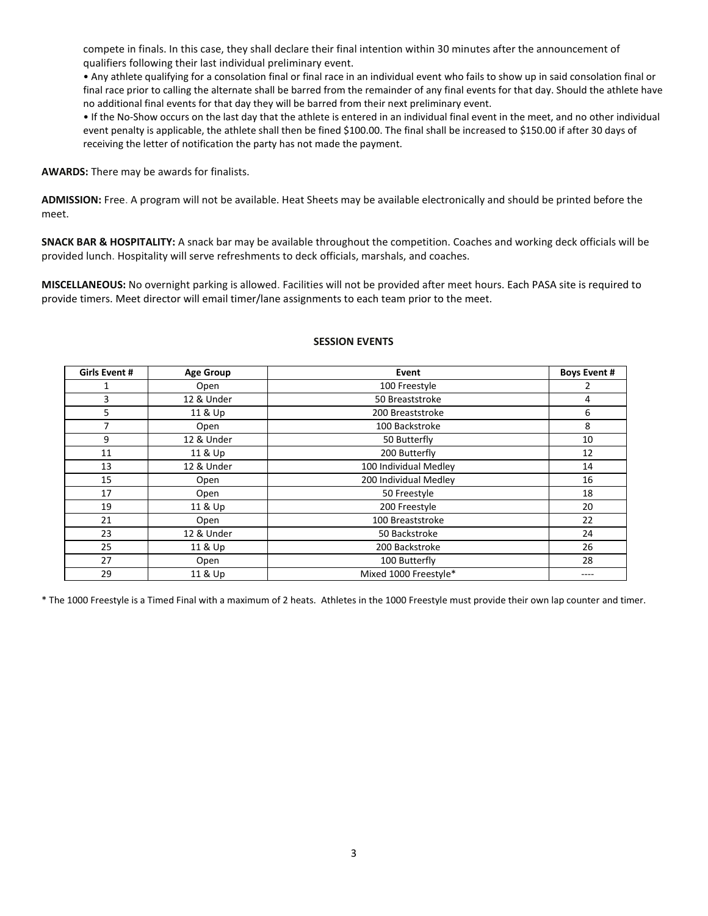compete in finals. In this case, they shall declare their final intention within 30 minutes after the announcement of qualifiers following their last individual preliminary event.

- Any athlete qualifying for a consolation final or final race in an individual event who fails to show up in said consolation final or final race prior to calling the alternate shall be barred from the remainder of any final events for that day. Should the athlete have no additional final events for that day they will be barred from their next preliminary event.
- If the No-Show occurs on the last day that the athlete is entered in an individual final event in the meet, and no other individual event penalty is applicable, the athlete shall then be fined $100.00. The final shall be increased to $150.00 if after 30 days of receiving the letter of notification the party has not made the payment.

**AWARDS:** There may be awards for finalists.

**ADMISSION:** Free. A program will not be available. Heat Sheets may be available electronically and should be printed before the meet.

**SNACK BAR & HOSPITALITY:** A snack bar may be available throughout the competition. Coaches and working deck officials will be provided lunch. Hospitality will serve refreshments to deck officials, marshals, and coaches.

**MISCELLANEOUS:** No overnight parking is allowed. Facilities will not be provided after meet hours. Each PASA site is required to provide timers. Meet director will email timer/lane assignments to each team prior to the meet.

## SESSION EVENTS

| Girls Event # | Age Group | Event | Boys Event # |
|---|---|---|---|
| 1 | Open | 100 Freestyle | 2 |
| 3 | 12 & Under | 50 Breaststroke | 4 |
| 5 | 11 & Up | 200 Breaststroke | 6 |
| 7 | Open | 100 Backstroke | 8 |
| 9 | 12 & Under | 50 Butterfly | 10 |
| 11 | 11 & Up | 200 Butterfly | 12 |
| 13 | 12 & Under | 100 Individual Medley | 14 |
| 15 | Open | 200 Individual Medley | 16 |
| 17 | Open | 50 Freestyle | 18 |
| 19 | 11 & Up | 200 Freestyle | 20 |
| 21 | Open | 100 Breaststroke | 22 |
| 23 | 12 & Under | 50 Backstroke | 24 |
| 25 | 11 & Up | 200 Backstroke | 26 |
| 27 | Open | 100 Butterfly | 28 |
| 29 | 11 & Up | Mixed 1000 Freestyle* | ---- |

* The 1000 Freestyle is a Timed Final with a maximum of 2 heats. Athletes in the 1000 Freestyle must provide their own lap counter and timer.